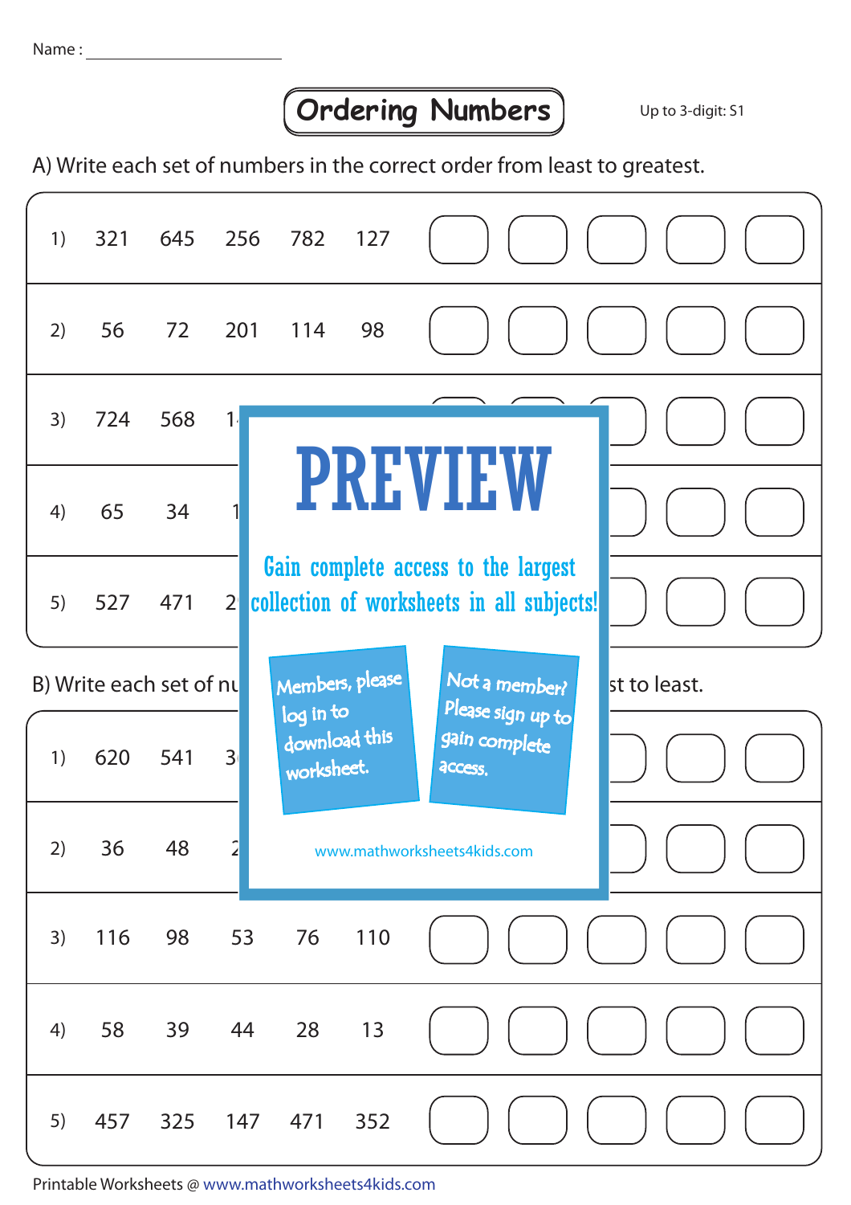Name : ______________________

# Ordering Numbers

Up to 3-digit: S1

A) Write each set of numbers in the correct order from least to greatest.

| | | | | | |
|---|---|---|---|---|---|
| 1) | 321 | 645 | 256 | 782 | 127 |
| 2) | 56 | 72 | 201 | 114 | 98 |
| 3) | 724 | 568 | 1 | | |
| 4) | 65 | 34 | 1 | | |
| 5) | 527 | 471 | 2 | | |

PREVIEW

Gain complete access to the largest collection of worksheets in all subjects!

Members, please log in to download this worksheet.

Not a member? Please sign up to gain complete access.

www.mathworksheets4kids.com

B) Write each set of nu ... st to least.

| | | | | | |
|---|---|---|---|---|---|
| 1) | 620 | 541 | 3 | | |
| 2) | 36 | 48 | 2 | | |
| 3) | 116 | 98 | 53 | 76 | 110 |
| 4) | 58 | 39 | 44 | 28 | 13 |
| 5) | 457 | 325 | 147 | 471 | 352 |

Printable Worksheets @ www.mathworksheets4kids.com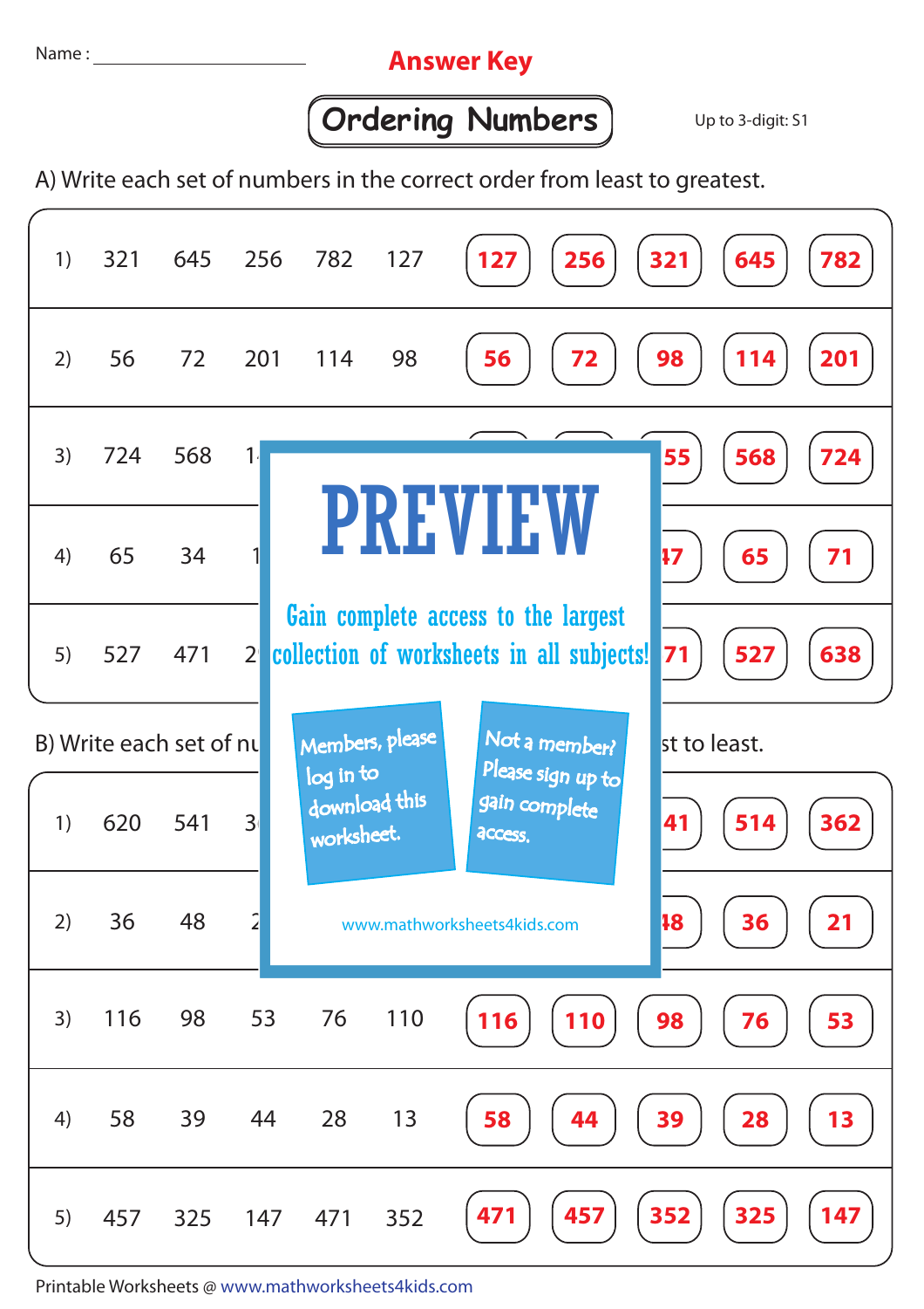Name : ______________________

**Answer Key**

# Ordering Numbers

Up to 3-digit: S1

A) Write each set of numbers in the correct order from least to greatest.

| | | | | | | | | | | |
|---|---|---|---|---|---|---|---|---|---|---|
| 1) | 321 | 645 | 256 | 782 | 127 | 127 | 256 | 321 | 645 | 782 |
| 2) | 56 | 72 | 201 | 114 | 98 | 56 | 72 | 98 | 114 | 201 |
| 3) | 724 | 568 | 1 | | | | | 55 | 568 | 724 |
| 4) | 65 | 34 | 1 | | | | | 47 | 65 | 71 |
| 5) | 527 | 471 | 2 | | | | | 71 | 527 | 638 |

PREVIEW

Gain complete access to the largest collection of worksheets in all subjects!

Members, please log in to download this worksheet.

Not a member? Please sign up to gain complete access.

www.mathworksheets4kids.com

B) Write each set of nu... st to least.

| | | | | | | | | | | |
|---|---|---|---|---|---|---|---|---|---|---|
| 1) | 620 | 541 | 3 | | | | | 41 | 514 | 362 |
| 2) | 36 | 48 | 2 | | | | | 48 | 36 | 21 |
| 3) | 116 | 98 | 53 | 76 | 110 | 116 | 110 | 98 | 76 | 53 |
| 4) | 58 | 39 | 44 | 28 | 13 | 58 | 44 | 39 | 28 | 13 |
| 5) | 457 | 325 | 147 | 471 | 352 | 471 | 457 | 352 | 325 | 147 |

Printable Worksheets @ www.mathworksheets4kids.com